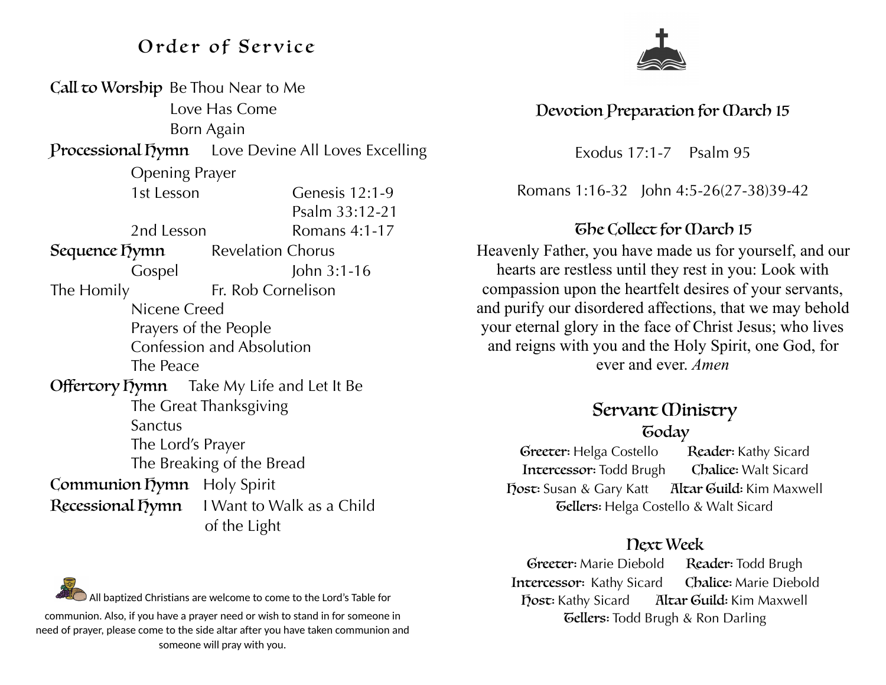# Order of Service

**Call to Worship** Be Thou Near to Me
Love Has Come
Born Again

**Processional Hymn** Love Devine All Loves Excelling

Opening Prayer

1st Lesson Genesis 12:1-9
Psalm 33:12-21

2nd Lesson Romans 4:1-17

**Sequence Hymn** Revelation Chorus

Gospel John 3:1-16

The Homily Fr. Rob Cornelison

Nicene Creed
Prayers of the People
Confession and Absolution
The Peace

**Offertory Hymn** Take My Life and Let It Be

The Great Thanksgiving
Sanctus
The Lord's Prayer
The Breaking of the Bread

**Communion Hymn** Holy Spirit

**Recessional Hymn** I Want to Walk as a Child of the Light

All baptized Christians are welcome to come to the Lord's Table for communion. Also, if you have a prayer need or wish to stand in for someone in need of prayer, please come to the side altar after you have taken communion and someone will pray with you.

## Devotion Preparation for March 15

Exodus 17:1-7 Psalm 95

Romans 1:16-32 John 4:5-26(27-38)39-42

## The Collect for March 15

Heavenly Father, you have made us for yourself, and our hearts are restless until they rest in you: Look with compassion upon the heartfelt desires of your servants, and purify our disordered affections, that we may behold your eternal glory in the face of Christ Jesus; who lives and reigns with you and the Holy Spirit, one God, for ever and ever. *Amen*

## Servant Ministry

### Today

**Greeter:** Helga Costello **Reader:** Kathy Sicard
**Intercessor:** Todd Brugh **Chalice:** Walt Sicard
**Host:** Susan & Gary Katt **Altar Guild:** Kim Maxwell
**Tellers:** Helga Costello & Walt Sicard

### Next Week

**Greeter:** Marie Diebold **Reader:** Todd Brugh
**Intercessor:** Kathy Sicard **Chalice:** Marie Diebold
**Host:** Kathy Sicard **Altar Guild:** Kim Maxwell
**Tellers:** Todd Brugh & Ron Darling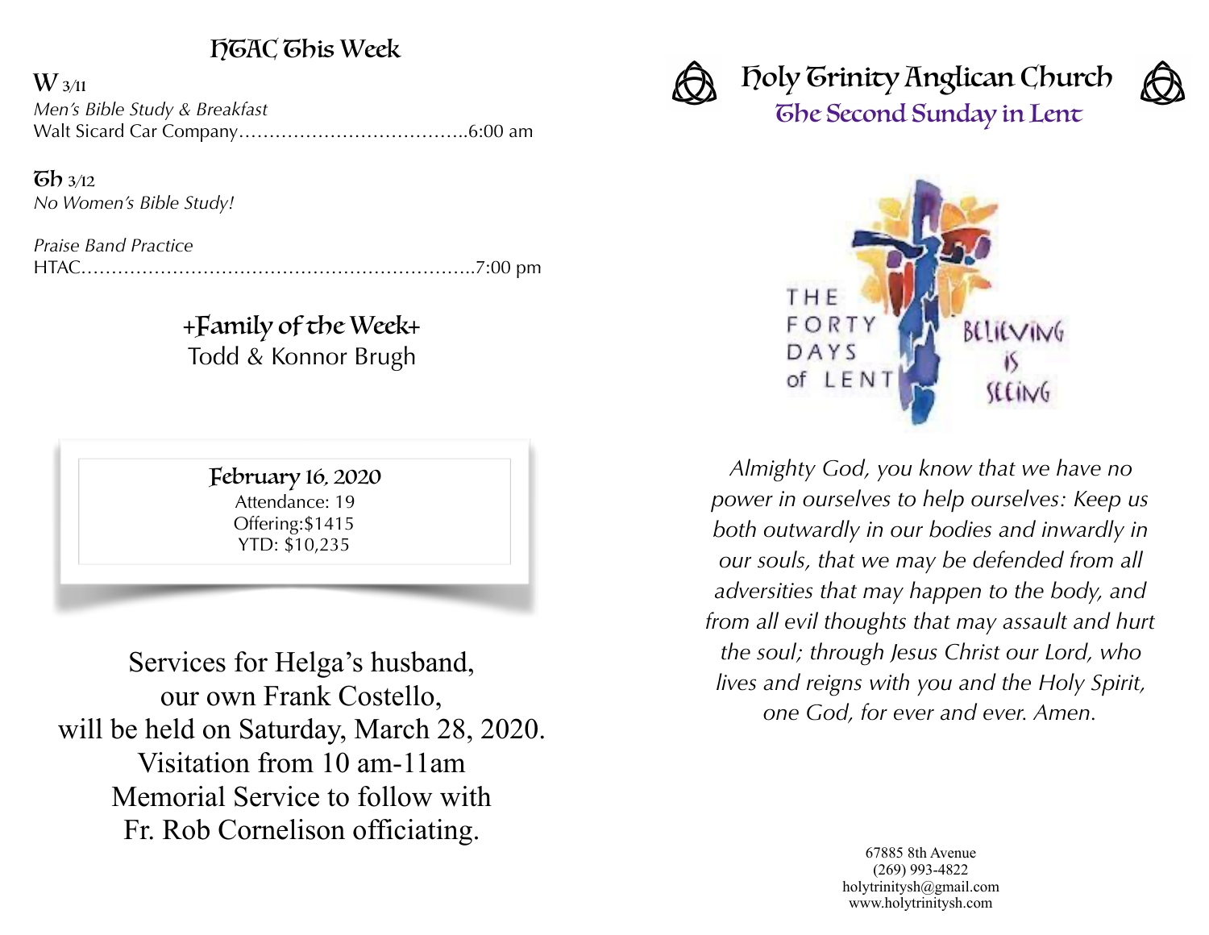## HTAC This Week

**W 3/11**

*Men's Bible Study & Breakfast*

Walt Sicard Car Company……………………………….6:00 am

**Th 3/12**

*No Women's Bible Study!*

*Praise Band Practice*

HTAC………………………………………………………..7:00 pm

### +Family of the Week+

Todd & Konnor Brugh

**February 16, 2020**

Attendance: 19

Offering:$1415

YTD: $10,235

Services for Helga's husband,
our own Frank Costello,
will be held on Saturday, March 28, 2020.
Visitation from 10 am-11am
Memorial Service to follow with
Fr. Rob Cornelison officiating.

# Holy Trinity Anglican Church

## The Second Sunday in Lent

THE FORTY DAYS of LENT

BELIEVING IS SEEING

*Almighty God, you know that we have no power in ourselves to help ourselves: Keep us both outwardly in our bodies and inwardly in our souls, that we may be defended from all adversities that may happen to the body, and from all evil thoughts that may assault and hurt the soul; through Jesus Christ our Lord, who lives and reigns with you and the Holy Spirit, one God, for ever and ever. Amen.*

67885 8th Avenue
(269) 993-4822
holytrinitysh@gmail.com
www.holytrinitysh.com